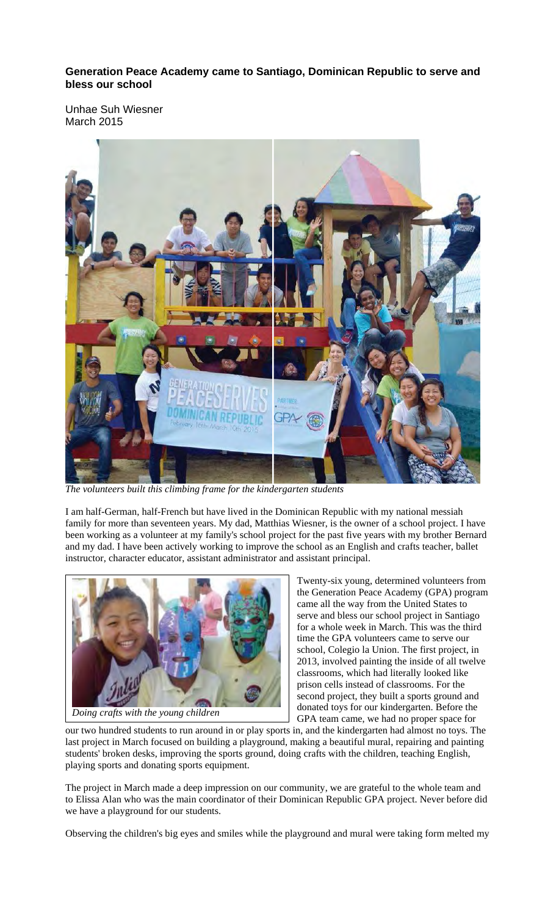**Generation Peace Academy came to Santiago, Dominican Republic to serve and bless our school**

Unhae Suh Wiesner
March 2015

*The volunteers built this climbing frame for the kindergarten students*

I am half-German, half-French but have lived in the Dominican Republic with my national messiah family for more than seventeen years. My dad, Matthias Wiesner, is the owner of a school project. I have been working as a volunteer at my family's school project for the past five years with my brother Bernard and my dad. I have been actively working to improve the school as an English and crafts teacher, ballet instructor, character educator, assistant administrator and assistant principal.

*Doing crafts with the young children*

Twenty-six young, determined volunteers from the Generation Peace Academy (GPA) program came all the way from the United States to serve and bless our school project in Santiago for a whole week in March. This was the third time the GPA volunteers came to serve our school, Colegio la Union. The first project, in 2013, involved painting the inside of all twelve classrooms, which had literally looked like prison cells instead of classrooms. For the second project, they built a sports ground and donated toys for our kindergarten. Before the GPA team came, we had no proper space for our two hundred students to run around in or play sports in, and the kindergarten had almost no toys. The last project in March focused on building a playground, making a beautiful mural, repairing and painting students' broken desks, improving the sports ground, doing crafts with the children, teaching English, playing sports and donating sports equipment.

The project in March made a deep impression on our community, we are grateful to the whole team and to Elissa Alan who was the main coordinator of their Dominican Republic GPA project. Never before did we have a playground for our students.

Observing the children's big eyes and smiles while the playground and mural were taking form melted my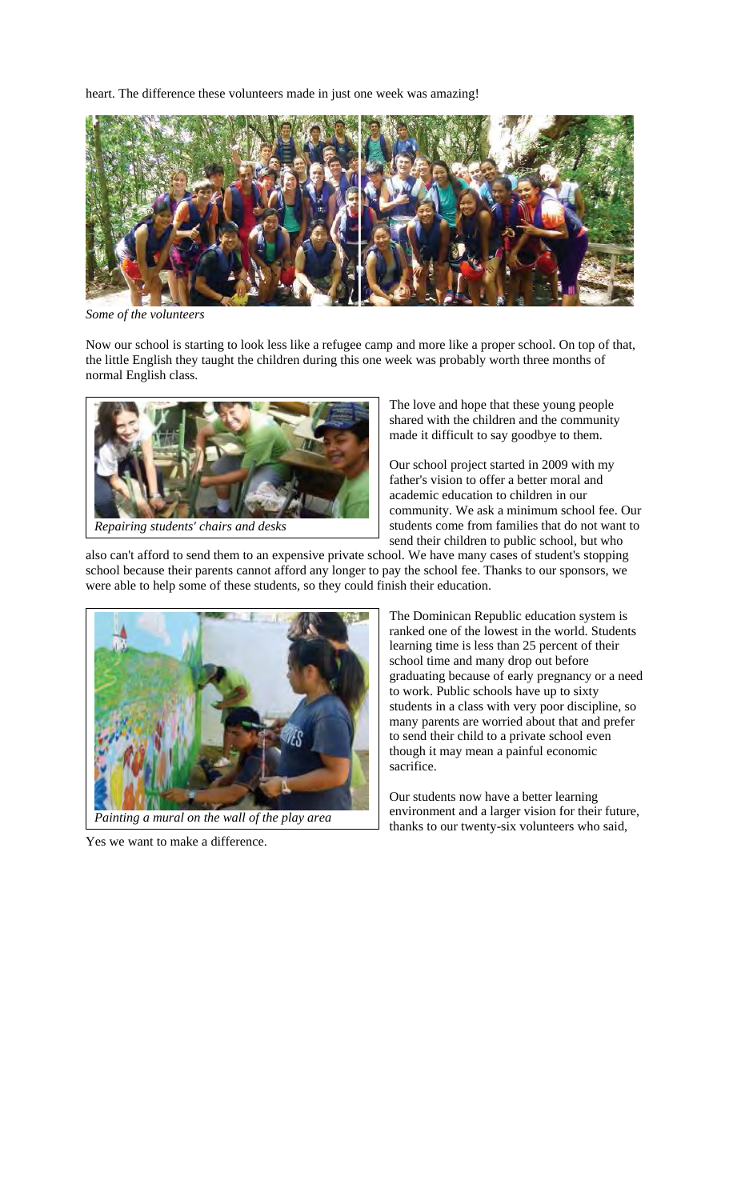heart. The difference these volunteers made in just one week was amazing!

*Some of the volunteers*

Now our school is starting to look less like a refugee camp and more like a proper school. On top of that, the little English they taught the children during this one week was probably worth three months of normal English class.

*Repairing students' chairs and desks*

The love and hope that these young people shared with the children and the community made it difficult to say goodbye to them.

Our school project started in 2009 with my father's vision to offer a better moral and academic education to children in our community. We ask a minimum school fee. Our students come from families that do not want to send their children to public school, but who also can't afford to send them to an expensive private school. We have many cases of student's stopping school because their parents cannot afford any longer to pay the school fee. Thanks to our sponsors, we were able to help some of these students, so they could finish their education.

*Painting a mural on the wall of the play area*

The Dominican Republic education system is ranked one of the lowest in the world. Students learning time is less than 25 percent of their school time and many drop out before graduating because of early pregnancy or a need to work. Public schools have up to sixty students in a class with very poor discipline, so many parents are worried about that and prefer to send their child to a private school even though it may mean a painful economic sacrifice.

Our students now have a better learning environment and a larger vision for their future, thanks to our twenty-six volunteers who said, Yes we want to make a difference.